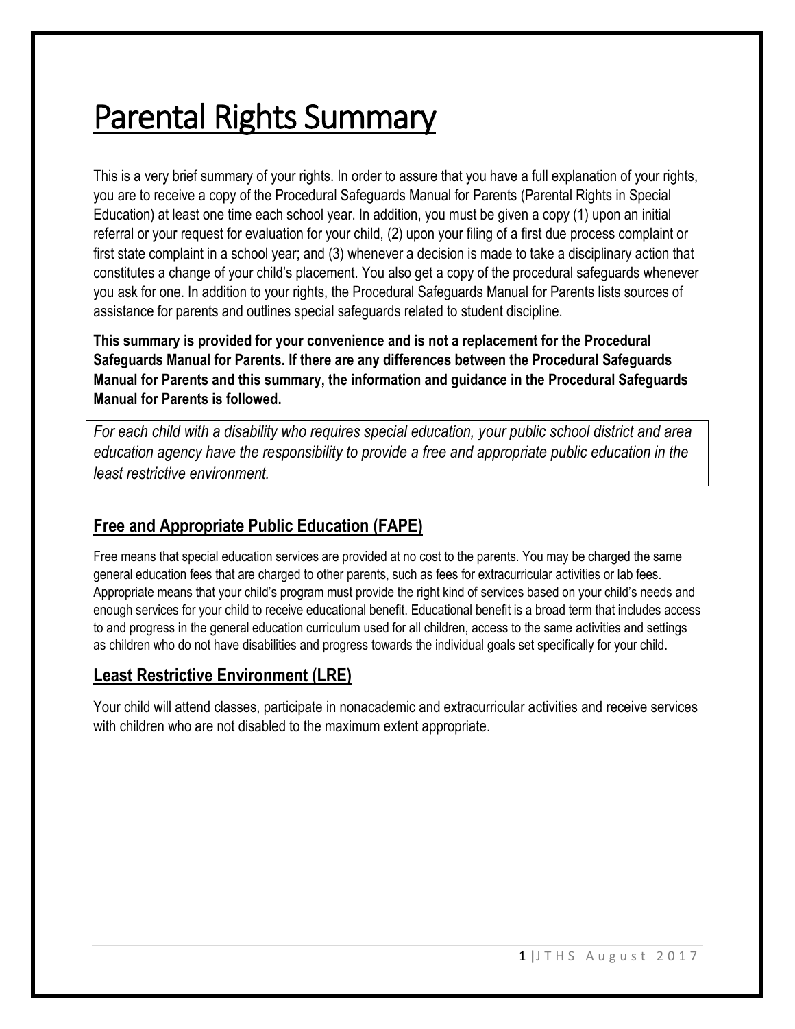# Parental Rights Summary

This is a very brief summary of your rights. In order to assure that you have a full explanation of your rights, you are to receive a copy of the Procedural Safeguards Manual for Parents (Parental Rights in Special Education) at least one time each school year. In addition, you must be given a copy (1) upon an initial referral or your request for evaluation for your child, (2) upon your filing of a first due process complaint or first state complaint in a school year; and (3) whenever a decision is made to take a disciplinary action that constitutes a change of your child's placement. You also get a copy of the procedural safeguards whenever you ask for one. In addition to your rights, the Procedural Safeguards Manual for Parents lists sources of assistance for parents and outlines special safeguards related to student discipline.

**This summary is provided for your convenience and is not a replacement for the Procedural Safeguards Manual for Parents. If there are any differences between the Procedural Safeguards Manual for Parents and this summary, the information and guidance in the Procedural Safeguards Manual for Parents is followed.**

*For each child with a disability who requires special education, your public school district and area education agency have the responsibility to provide a free and appropriate public education in the least restrictive environment.*

## Free and Appropriate Public Education (FAPE)

Free means that special education services are provided at no cost to the parents. You may be charged the same general education fees that are charged to other parents, such as fees for extracurricular activities or lab fees. Appropriate means that your child's program must provide the right kind of services based on your child's needs and enough services for your child to receive educational benefit. Educational benefit is a broad term that includes access to and progress in the general education curriculum used for all children, access to the same activities and settings as children who do not have disabilities and progress towards the individual goals set specifically for your child.

## Least Restrictive Environment (LRE)

Your child will attend classes, participate in nonacademic and extracurricular activities and receive services with children who are not disabled to the maximum extent appropriate.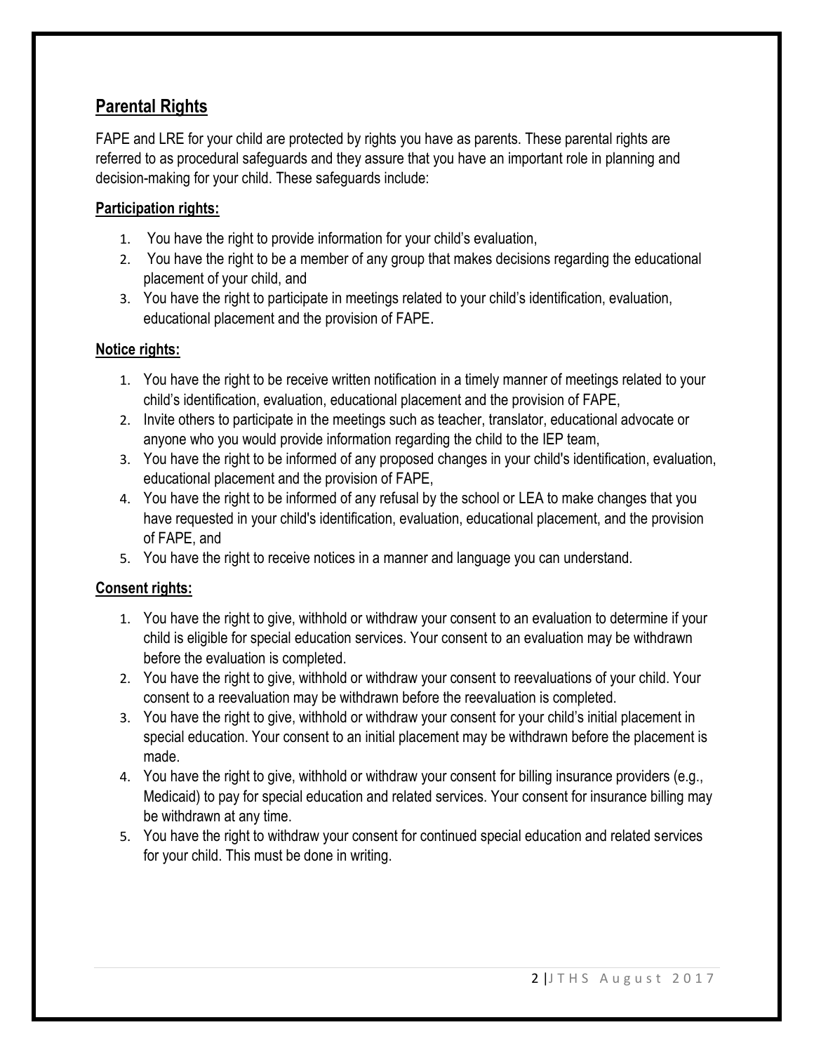## Parental Rights

FAPE and LRE for your child are protected by rights you have as parents. These parental rights are referred to as procedural safeguards and they assure that you have an important role in planning and decision-making for your child. These safeguards include:

**Participation rights:**

1. You have the right to provide information for your child's evaluation,
2. You have the right to be a member of any group that makes decisions regarding the educational placement of your child, and
3. You have the right to participate in meetings related to your child's identification, evaluation, educational placement and the provision of FAPE.

**Notice rights:**

1. You have the right to be receive written notification in a timely manner of meetings related to your child's identification, evaluation, educational placement and the provision of FAPE,
2. Invite others to participate in the meetings such as teacher, translator, educational advocate or anyone who you would provide information regarding the child to the IEP team,
3. You have the right to be informed of any proposed changes in your child's identification, evaluation, educational placement and the provision of FAPE,
4. You have the right to be informed of any refusal by the school or LEA to make changes that you have requested in your child's identification, evaluation, educational placement, and the provision of FAPE, and
5. You have the right to receive notices in a manner and language you can understand.

**Consent rights:**

1. You have the right to give, withhold or withdraw your consent to an evaluation to determine if your child is eligible for special education services. Your consent to an evaluation may be withdrawn before the evaluation is completed.
2. You have the right to give, withhold or withdraw your consent to reevaluations of your child. Your consent to a reevaluation may be withdrawn before the reevaluation is completed.
3. You have the right to give, withhold or withdraw your consent for your child's initial placement in special education. Your consent to an initial placement may be withdrawn before the placement is made.
4. You have the right to give, withhold or withdraw your consent for billing insurance providers (e.g., Medicaid) to pay for special education and related services. Your consent for insurance billing may be withdrawn at any time.
5. You have the right to withdraw your consent for continued special education and related services for your child. This must be done in writing.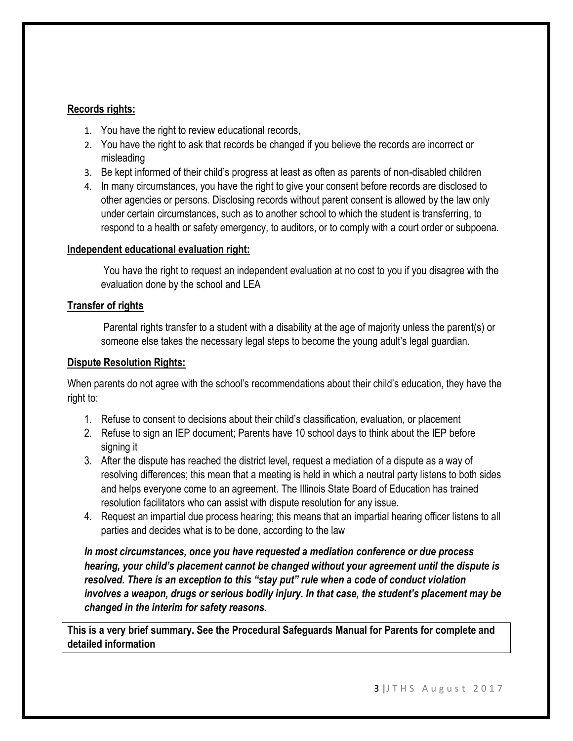**Records rights:**

1. You have the right to review educational records,
2. You have the right to ask that records be changed if you believe the records are incorrect or misleading
3. Be kept informed of their child's progress at least as often as parents of non-disabled children
4. In many circumstances, you have the right to give your consent before records are disclosed to other agencies or persons. Disclosing records without parent consent is allowed by the law only under certain circumstances, such as to another school to which the student is transferring, to respond to a health or safety emergency, to auditors, or to comply with a court order or subpoena.

**Independent educational evaluation right:**

You have the right to request an independent evaluation at no cost to you if you disagree with the evaluation done by the school and LEA

**Transfer of rights**

Parental rights transfer to a student with a disability at the age of majority unless the parent(s) or someone else takes the necessary legal steps to become the young adult's legal guardian.

**Dispute Resolution Rights:**

When parents do not agree with the school's recommendations about their child's education, they have the right to:

1. Refuse to consent to decisions about their child's classification, evaluation, or placement
2. Refuse to sign an IEP document; Parents have 10 school days to think about the IEP before signing it
3. After the dispute has reached the district level, request a mediation of a dispute as a way of resolving differences; this mean that a meeting is held in which a neutral party listens to both sides and helps everyone come to an agreement. The Illinois State Board of Education has trained resolution facilitators who can assist with dispute resolution for any issue.
4. Request an impartial due process hearing; this means that an impartial hearing officer listens to all parties and decides what is to be done, according to the law

***In most circumstances, once you have requested a mediation conference or due process hearing, your child's placement cannot be changed without your agreement until the dispute is resolved. There is an exception to this "stay put" rule when a code of conduct violation involves a weapon, drugs or serious bodily injury. In that case, the student's placement may be changed in the interim for safety reasons.***

**This is a very brief summary. See the Procedural Safeguards Manual for Parents for complete and detailed information**